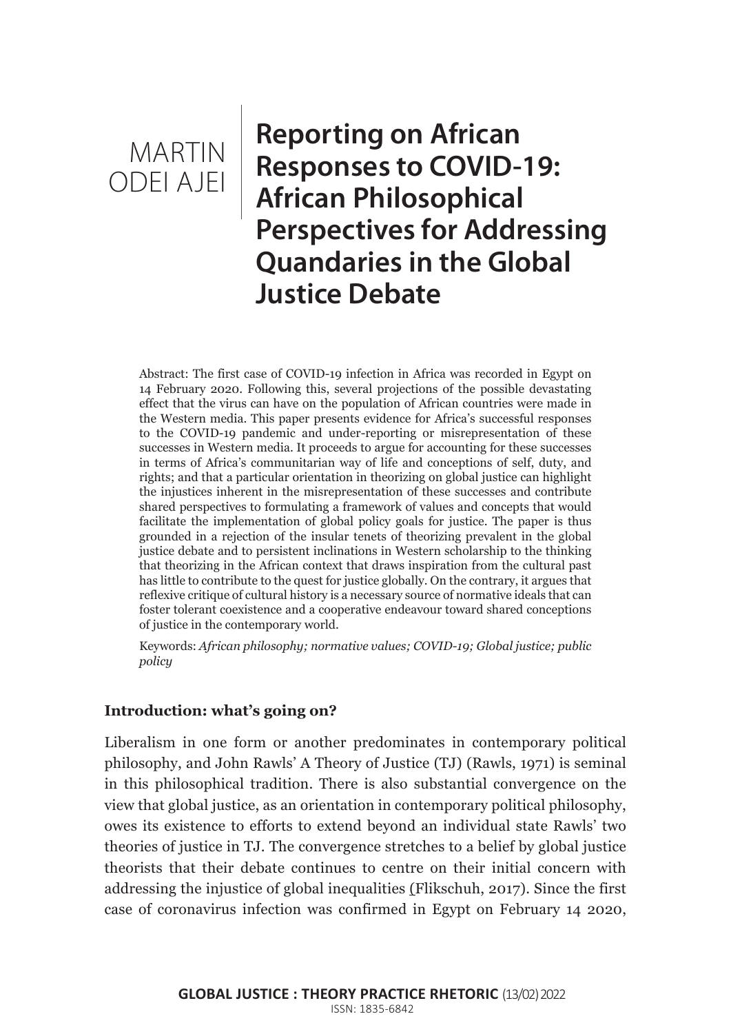MARTIN ODEI AJEI

# Reporting on African Responses to COVID-19: African Philosophical Perspectives for Addressing Quandaries in the Global Justice Debate

Abstract: The first case of COVID-19 infection in Africa was recorded in Egypt on 14 February 2020. Following this, several projections of the possible devastating effect that the virus can have on the population of African countries were made in the Western media. This paper presents evidence for Africa's successful responses to the COVID-19 pandemic and under-reporting or misrepresentation of these successes in Western media. It proceeds to argue for accounting for these successes in terms of Africa's communitarian way of life and conceptions of self, duty, and rights; and that a particular orientation in theorizing on global justice can highlight the injustices inherent in the misrepresentation of these successes and contribute shared perspectives to formulating a framework of values and concepts that would facilitate the implementation of global policy goals for justice. The paper is thus grounded in a rejection of the insular tenets of theorizing prevalent in the global justice debate and to persistent inclinations in Western scholarship to the thinking that theorizing in the African context that draws inspiration from the cultural past has little to contribute to the quest for justice globally. On the contrary, it argues that reflexive critique of cultural history is a necessary source of normative ideals that can foster tolerant coexistence and a cooperative endeavour toward shared conceptions of justice in the contemporary world.

Keywords: *African philosophy; normative values; COVID-19; Global justice; public policy*

## Introduction: what's going on?

Liberalism in one form or another predominates in contemporary political philosophy, and John Rawls' A Theory of Justice (TJ) (Rawls, 1971) is seminal in this philosophical tradition. There is also substantial convergence on the view that global justice, as an orientation in contemporary political philosophy, owes its existence to efforts to extend beyond an individual state Rawls' two theories of justice in TJ. The convergence stretches to a belief by global justice theorists that their debate continues to centre on their initial concern with addressing the injustice of global inequalities (Flikschuh, 2017). Since the first case of coronavirus infection was confirmed in Egypt on February 14 2020,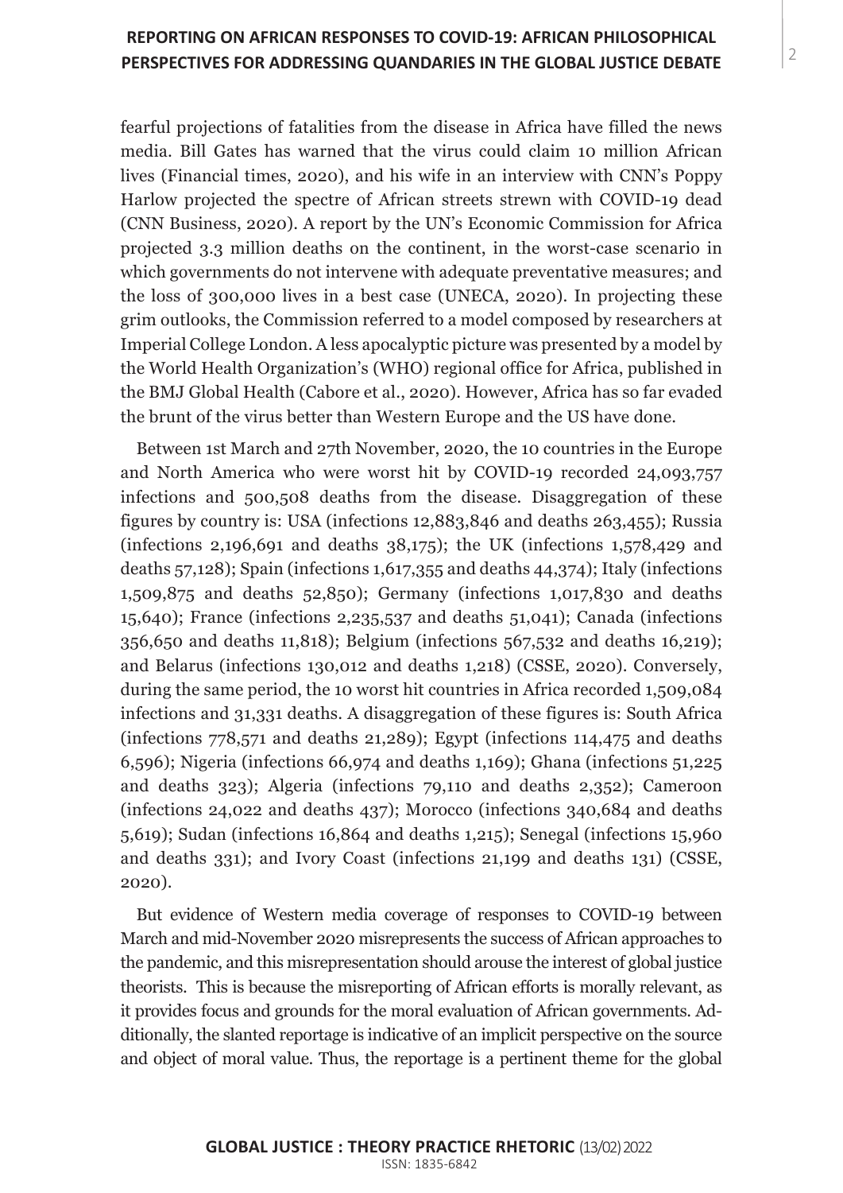fearful projections of fatalities from the disease in Africa have filled the news media. Bill Gates has warned that the virus could claim 10 million African lives (Financial times, 2020), and his wife in an interview with CNN's Poppy Harlow projected the spectre of African streets strewn with COVID-19 dead (CNN Business, 2020). A report by the UN's Economic Commission for Africa projected 3.3 million deaths on the continent, in the worst-case scenario in which governments do not intervene with adequate preventative measures; and the loss of 300,000 lives in a best case (UNECA, 2020). In projecting these grim outlooks, the Commission referred to a model composed by researchers at Imperial College London. A less apocalyptic picture was presented by a model by the World Health Organization's (WHO) regional office for Africa, published in the BMJ Global Health (Cabore et al., 2020). However, Africa has so far evaded the brunt of the virus better than Western Europe and the US have done.

Between 1st March and 27th November, 2020, the 10 countries in the Europe and North America who were worst hit by COVID-19 recorded 24,093,757 infections and 500,508 deaths from the disease. Disaggregation of these figures by country is: USA (infections 12,883,846 and deaths 263,455); Russia (infections 2,196,691 and deaths 38,175); the UK (infections 1,578,429 and deaths 57,128); Spain (infections 1,617,355 and deaths 44,374); Italy (infections 1,509,875 and deaths 52,850); Germany (infections 1,017,830 and deaths 15,640); France (infections 2,235,537 and deaths 51,041); Canada (infections 356,650 and deaths 11,818); Belgium (infections 567,532 and deaths 16,219); and Belarus (infections 130,012 and deaths 1,218) (CSSE, 2020). Conversely, during the same period, the 10 worst hit countries in Africa recorded 1,509,084 infections and 31,331 deaths. A disaggregation of these figures is: South Africa (infections 778,571 and deaths 21,289); Egypt (infections 114,475 and deaths 6,596); Nigeria (infections 66,974 and deaths 1,169); Ghana (infections 51,225 and deaths 323); Algeria (infections 79,110 and deaths 2,352); Cameroon (infections 24,022 and deaths 437); Morocco (infections 340,684 and deaths 5,619); Sudan (infections 16,864 and deaths 1,215); Senegal (infections 15,960 and deaths 331); and Ivory Coast (infections 21,199 and deaths 131) (CSSE, 2020).

But evidence of Western media coverage of responses to COVID-19 between March and mid-November 2020 misrepresents the success of African approaches to the pandemic, and this misrepresentation should arouse the interest of global justice theorists. This is because the misreporting of African efforts is morally relevant, as it provides focus and grounds for the moral evaluation of African governments. Additionally, the slanted reportage is indicative of an implicit perspective on the source and object of moral value. Thus, the reportage is a pertinent theme for the global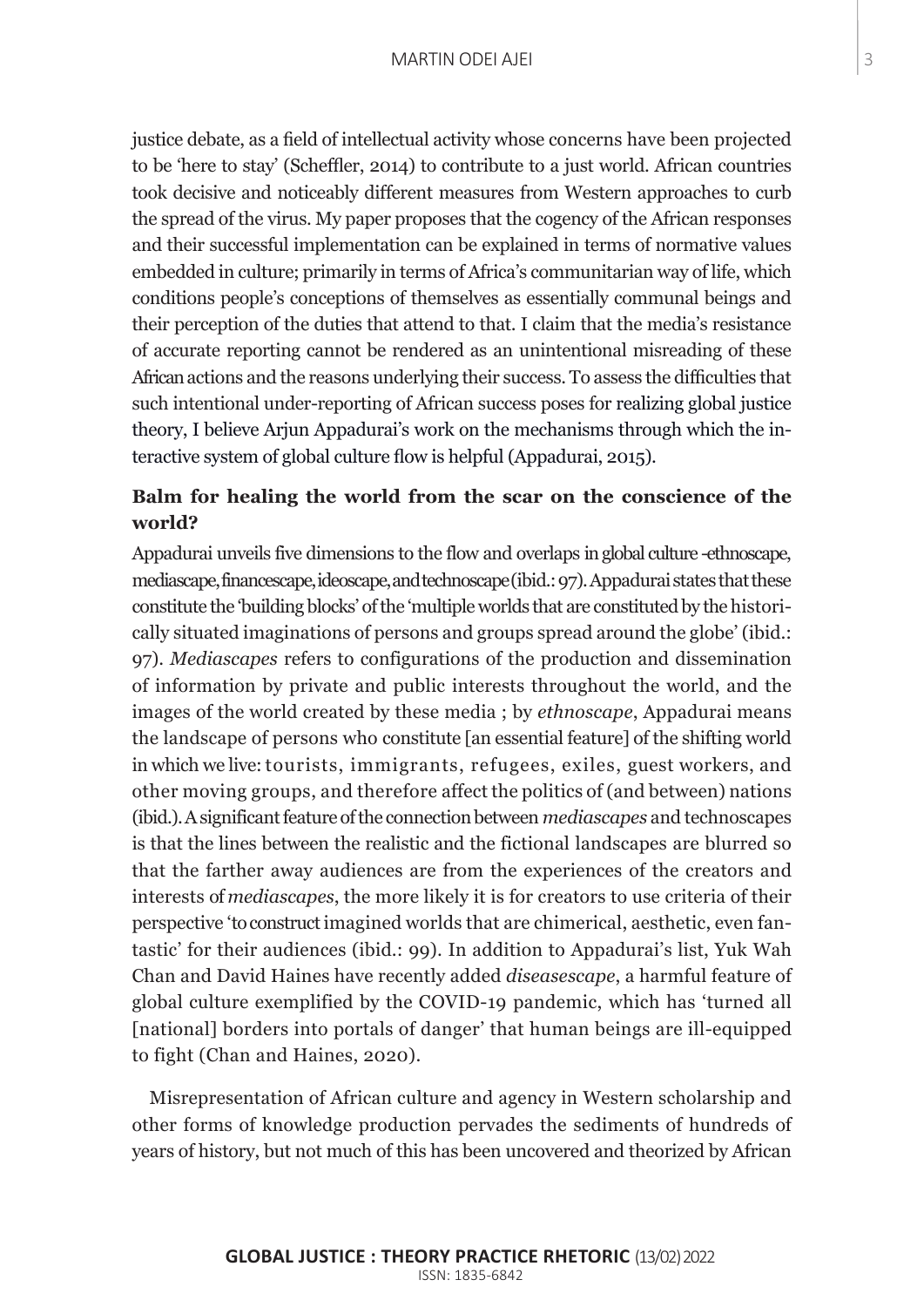justice debate, as a field of intellectual activity whose concerns have been projected to be 'here to stay' (Scheffler, 2014) to contribute to a just world. African countries took decisive and noticeably different measures from Western approaches to curb the spread of the virus. My paper proposes that the cogency of the African responses and their successful implementation can be explained in terms of normative values embedded in culture; primarily in terms of Africa's communitarian way of life, which conditions people's conceptions of themselves as essentially communal beings and their perception of the duties that attend to that. I claim that the media's resistance of accurate reporting cannot be rendered as an unintentional misreading of these African actions and the reasons underlying their success. To assess the difficulties that such intentional under-reporting of African success poses for realizing global justice theory, I believe Arjun Appadurai's work on the mechanisms through which the interactive system of global culture flow is helpful (Appadurai, 2015).

## Balm for healing the world from the scar on the conscience of the world?

Appadurai unveils five dimensions to the flow and overlaps in global culture -ethnoscape, mediascape, financescape, ideoscape, and technoscape (ibid.: 97). Appadurai states that these constitute the 'building blocks' of the 'multiple worlds that are constituted by the historically situated imaginations of persons and groups spread around the globe' (ibid.: 97). *Mediascapes* refers to configurations of the production and dissemination of information by private and public interests throughout the world, and the images of the world created by these media ; by *ethnoscape*, Appadurai means the landscape of persons who constitute [an essential feature] of the shifting world in which we live: tourists, immigrants, refugees, exiles, guest workers, and other moving groups, and therefore affect the politics of (and between) nations (ibid.). A significant feature of the connection between *mediascapes* and technoscapes is that the lines between the realistic and the fictional landscapes are blurred so that the farther away audiences are from the experiences of the creators and interests of *mediascapes*, the more likely it is for creators to use criteria of their perspective 'to construct imagined worlds that are chimerical, aesthetic, even fantastic' for their audiences (ibid.: 99). In addition to Appadurai's list, Yuk Wah Chan and David Haines have recently added *diseasescape*, a harmful feature of global culture exemplified by the COVID-19 pandemic, which has 'turned all [national] borders into portals of danger' that human beings are ill-equipped to fight (Chan and Haines, 2020).

Misrepresentation of African culture and agency in Western scholarship and other forms of knowledge production pervades the sediments of hundreds of years of history, but not much of this has been uncovered and theorized by African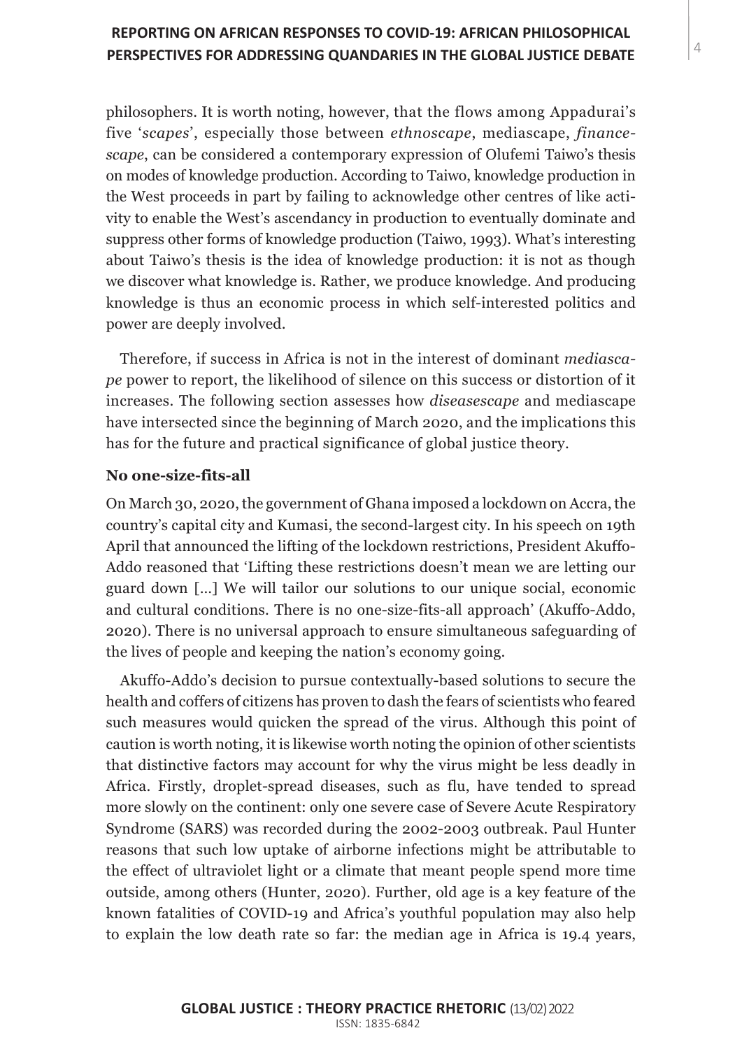philosophers. It is worth noting, however, that the flows among Appadurai's five '*scapes*', especially those between *ethnoscape*, mediascape, *financescape*, can be considered a contemporary expression of Olufemi Taiwo's thesis on modes of knowledge production. According to Taiwo, knowledge production in the West proceeds in part by failing to acknowledge other centres of like activity to enable the West's ascendancy in production to eventually dominate and suppress other forms of knowledge production (Taiwo, 1993). What's interesting about Taiwo's thesis is the idea of knowledge production: it is not as though we discover what knowledge is. Rather, we produce knowledge. And producing knowledge is thus an economic process in which self-interested politics and power are deeply involved.

Therefore, if success in Africa is not in the interest of dominant *mediascape* power to report, the likelihood of silence on this success or distortion of it increases. The following section assesses how *diseasescape* and mediascape have intersected since the beginning of March 2020, and the implications this has for the future and practical significance of global justice theory.

**No one-size-fits-all**

On March 30, 2020, the government of Ghana imposed a lockdown on Accra, the country's capital city and Kumasi, the second-largest city. In his speech on 19th April that announced the lifting of the lockdown restrictions, President Akuffo-Addo reasoned that 'Lifting these restrictions doesn't mean we are letting our guard down [...] We will tailor our solutions to our unique social, economic and cultural conditions. There is no one-size-fits-all approach' (Akuffo-Addo, 2020). There is no universal approach to ensure simultaneous safeguarding of the lives of people and keeping the nation's economy going.

Akuffo-Addo's decision to pursue contextually-based solutions to secure the health and coffers of citizens has proven to dash the fears of scientists who feared such measures would quicken the spread of the virus. Although this point of caution is worth noting, it is likewise worth noting the opinion of other scientists that distinctive factors may account for why the virus might be less deadly in Africa. Firstly, droplet-spread diseases, such as flu, have tended to spread more slowly on the continent: only one severe case of Severe Acute Respiratory Syndrome (SARS) was recorded during the 2002-2003 outbreak. Paul Hunter reasons that such low uptake of airborne infections might be attributable to the effect of ultraviolet light or a climate that meant people spend more time outside, among others (Hunter, 2020). Further, old age is a key feature of the known fatalities of COVID-19 and Africa's youthful population may also help to explain the low death rate so far: the median age in Africa is 19.4 years,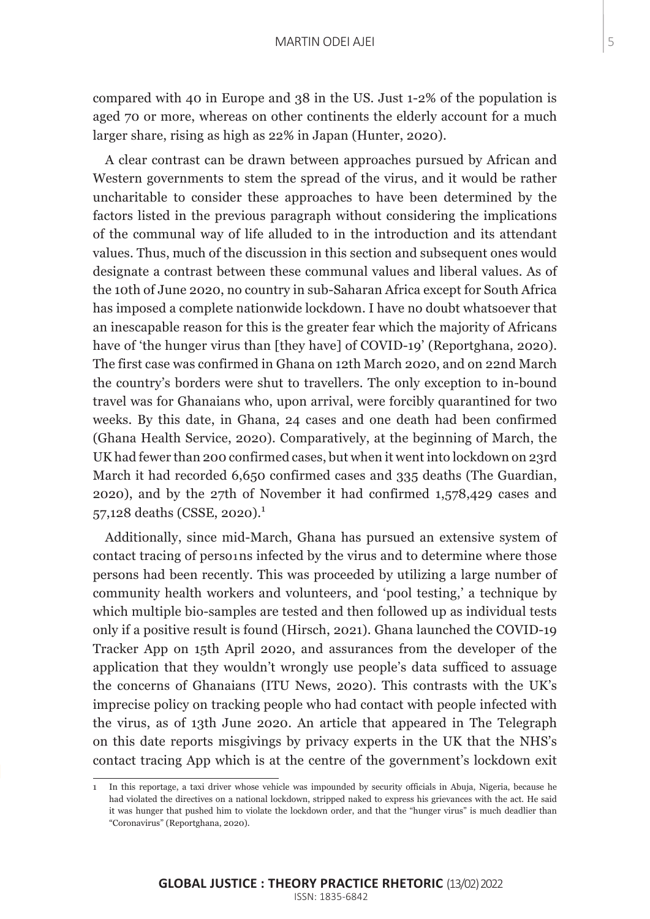compared with 40 in Europe and 38 in the US. Just 1-2% of the population is aged 70 or more, whereas on other continents the elderly account for a much larger share, rising as high as 22% in Japan (Hunter, 2020).

A clear contrast can be drawn between approaches pursued by African and Western governments to stem the spread of the virus, and it would be rather uncharitable to consider these approaches to have been determined by the factors listed in the previous paragraph without considering the implications of the communal way of life alluded to in the introduction and its attendant values. Thus, much of the discussion in this section and subsequent ones would designate a contrast between these communal values and liberal values. As of the 10th of June 2020, no country in sub-Saharan Africa except for South Africa has imposed a complete nationwide lockdown. I have no doubt whatsoever that an inescapable reason for this is the greater fear which the majority of Africans have of 'the hunger virus than [they have] of COVID-19' (Reportghana, 2020). The first case was confirmed in Ghana on 12th March 2020, and on 22nd March the country's borders were shut to travellers. The only exception to in-bound travel was for Ghanaians who, upon arrival, were forcibly quarantined for two weeks. By this date, in Ghana, 24 cases and one death had been confirmed (Ghana Health Service, 2020). Comparatively, at the beginning of March, the UK had fewer than 200 confirmed cases, but when it went into lockdown on 23rd March it had recorded 6,650 confirmed cases and 335 deaths (The Guardian, 2020), and by the 27th of November it had confirmed 1,578,429 cases and 57,128 deaths (CSSE, 2020).[1]

Additionally, since mid-March, Ghana has pursued an extensive system of contact tracing of perso1ns infected by the virus and to determine where those persons had been recently. This was proceeded by utilizing a large number of community health workers and volunteers, and 'pool testing,' a technique by which multiple bio-samples are tested and then followed up as individual tests only if a positive result is found (Hirsch, 2021). Ghana launched the COVID-19 Tracker App on 15th April 2020, and assurances from the developer of the application that they wouldn't wrongly use people's data sufficed to assuage the concerns of Ghanaians (ITU News, 2020). This contrasts with the UK's imprecise policy on tracking people who had contact with people infected with the virus, as of 13th June 2020. An article that appeared in The Telegraph on this date reports misgivings by privacy experts in the UK that the NHS's contact tracing App which is at the centre of the government's lockdown exit

---

1 In this reportage, a taxi driver whose vehicle was impounded by security officials in Abuja, Nigeria, because he had violated the directives on a national lockdown, stripped naked to express his grievances with the act. He said it was hunger that pushed him to violate the lockdown order, and that the "hunger virus" is much deadlier than "Coronavirus" (Reportghana, 2020).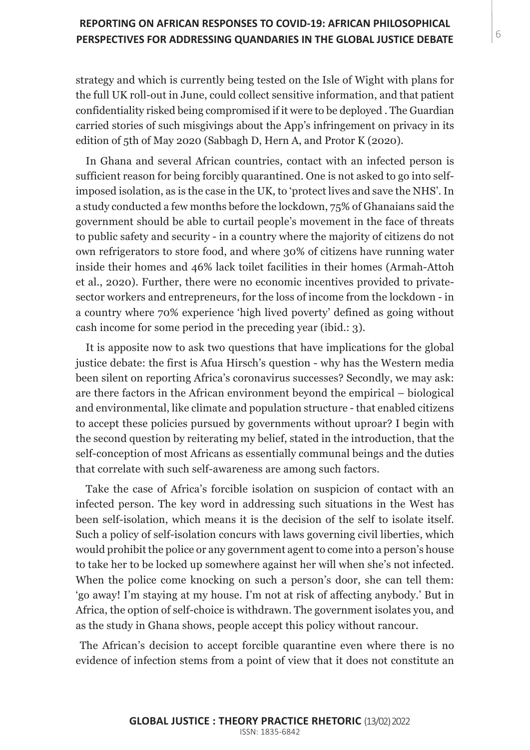strategy and which is currently being tested on the Isle of Wight with plans for the full UK roll-out in June, could collect sensitive information, and that patient confidentiality risked being compromised if it were to be deployed . The Guardian carried stories of such misgivings about the App's infringement on privacy in its edition of 5th of May 2020 (Sabbagh D, Hern A, and Protor K (2020).

In Ghana and several African countries, contact with an infected person is sufficient reason for being forcibly quarantined. One is not asked to go into self-imposed isolation, as is the case in the UK, to 'protect lives and save the NHS'. In a study conducted a few months before the lockdown, 75% of Ghanaians said the government should be able to curtail people's movement in the face of threats to public safety and security - in a country where the majority of citizens do not own refrigerators to store food, and where 30% of citizens have running water inside their homes and 46% lack toilet facilities in their homes (Armah-Attoh et al., 2020). Further, there were no economic incentives provided to private-sector workers and entrepreneurs, for the loss of income from the lockdown - in a country where 70% experience 'high lived poverty' defined as going without cash income for some period in the preceding year (ibid.: 3).

It is apposite now to ask two questions that have implications for the global justice debate: the first is Afua Hirsch's question - why has the Western media been silent on reporting Africa's coronavirus successes? Secondly, we may ask: are there factors in the African environment beyond the empirical – biological and environmental, like climate and population structure - that enabled citizens to accept these policies pursued by governments without uproar? I begin with the second question by reiterating my belief, stated in the introduction, that the self-conception of most Africans as essentially communal beings and the duties that correlate with such self-awareness are among such factors.

Take the case of Africa's forcible isolation on suspicion of contact with an infected person. The key word in addressing such situations in the West has been self-isolation, which means it is the decision of the self to isolate itself. Such a policy of self-isolation concurs with laws governing civil liberties, which would prohibit the police or any government agent to come into a person's house to take her to be locked up somewhere against her will when she's not infected. When the police come knocking on such a person's door, she can tell them: 'go away! I'm staying at my house. I'm not at risk of affecting anybody.' But in Africa, the option of self-choice is withdrawn. The government isolates you, and as the study in Ghana shows, people accept this policy without rancour.

The African's decision to accept forcible quarantine even where there is no evidence of infection stems from a point of view that it does not constitute an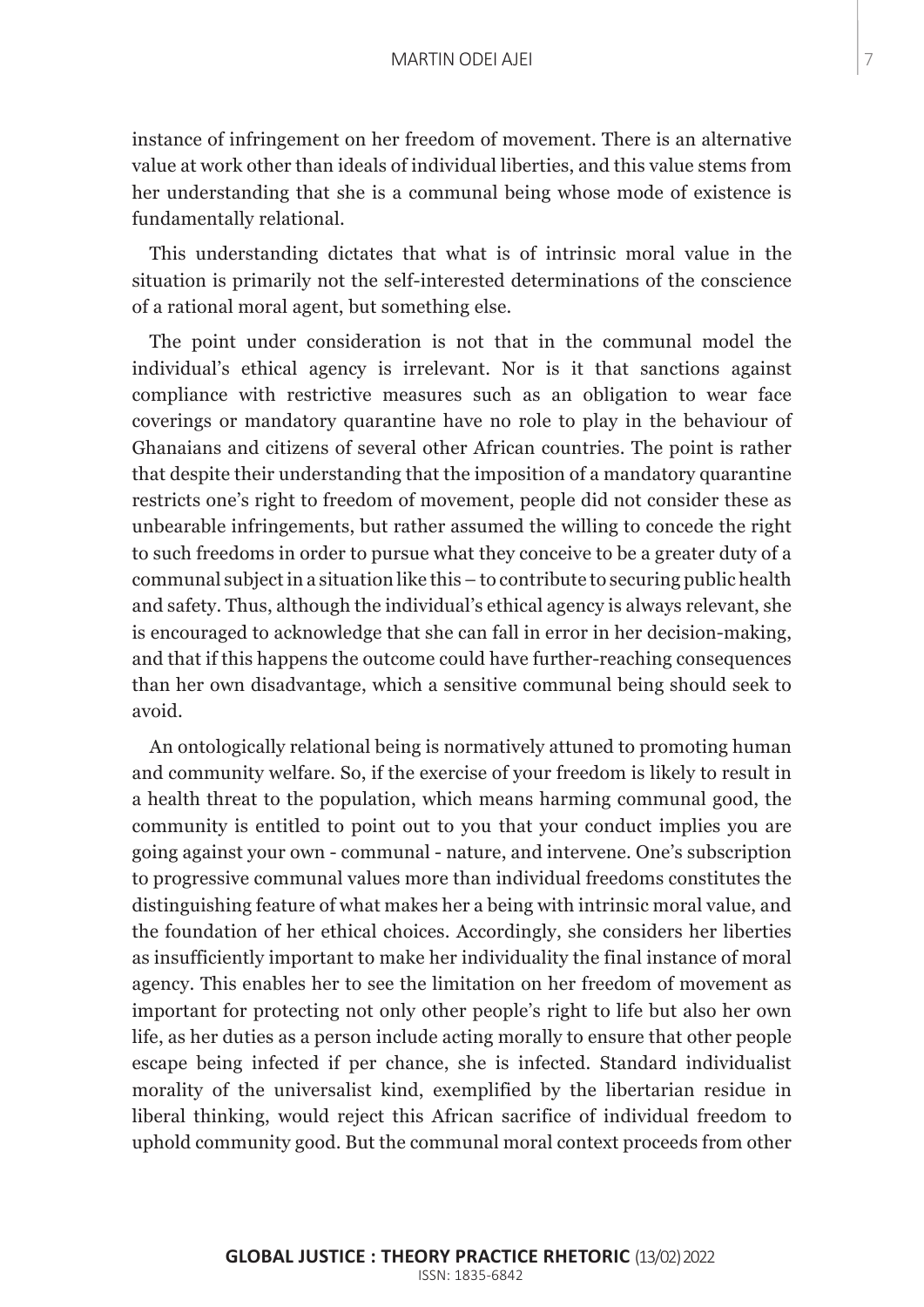instance of infringement on her freedom of movement. There is an alternative value at work other than ideals of individual liberties, and this value stems from her understanding that she is a communal being whose mode of existence is fundamentally relational.

This understanding dictates that what is of intrinsic moral value in the situation is primarily not the self-interested determinations of the conscience of a rational moral agent, but something else.

The point under consideration is not that in the communal model the individual's ethical agency is irrelevant. Nor is it that sanctions against compliance with restrictive measures such as an obligation to wear face coverings or mandatory quarantine have no role to play in the behaviour of Ghanaians and citizens of several other African countries. The point is rather that despite their understanding that the imposition of a mandatory quarantine restricts one's right to freedom of movement, people did not consider these as unbearable infringements, but rather assumed the willing to concede the right to such freedoms in order to pursue what they conceive to be a greater duty of a communal subject in a situation like this – to contribute to securing public health and safety. Thus, although the individual's ethical agency is always relevant, she is encouraged to acknowledge that she can fall in error in her decision-making, and that if this happens the outcome could have further-reaching consequences than her own disadvantage, which a sensitive communal being should seek to avoid.

An ontologically relational being is normatively attuned to promoting human and community welfare. So, if the exercise of your freedom is likely to result in a health threat to the population, which means harming communal good, the community is entitled to point out to you that your conduct implies you are going against your own - communal - nature, and intervene. One's subscription to progressive communal values more than individual freedoms constitutes the distinguishing feature of what makes her a being with intrinsic moral value, and the foundation of her ethical choices. Accordingly, she considers her liberties as insufficiently important to make her individuality the final instance of moral agency. This enables her to see the limitation on her freedom of movement as important for protecting not only other people's right to life but also her own life, as her duties as a person include acting morally to ensure that other people escape being infected if per chance, she is infected. Standard individualist morality of the universalist kind, exemplified by the libertarian residue in liberal thinking, would reject this African sacrifice of individual freedom to uphold community good. But the communal moral context proceeds from other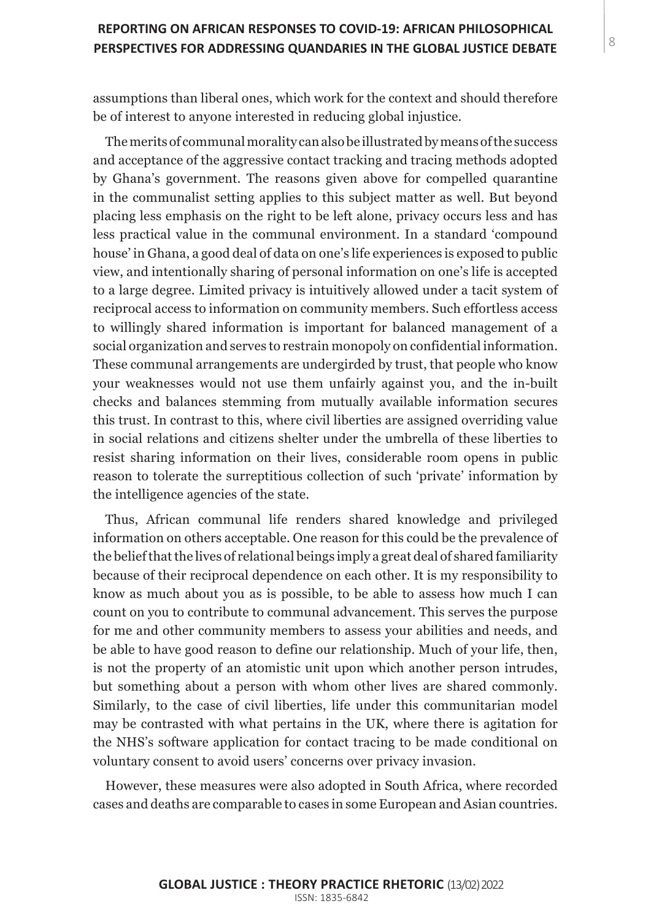assumptions than liberal ones, which work for the context and should therefore be of interest to anyone interested in reducing global injustice.

The merits of communal morality can also be illustrated by means of the success and acceptance of the aggressive contact tracking and tracing methods adopted by Ghana's government. The reasons given above for compelled quarantine in the communalist setting applies to this subject matter as well. But beyond placing less emphasis on the right to be left alone, privacy occurs less and has less practical value in the communal environment. In a standard 'compound house' in Ghana, a good deal of data on one's life experiences is exposed to public view, and intentionally sharing of personal information on one's life is accepted to a large degree. Limited privacy is intuitively allowed under a tacit system of reciprocal access to information on community members. Such effortless access to willingly shared information is important for balanced management of a social organization and serves to restrain monopoly on confidential information. These communal arrangements are undergirded by trust, that people who know your weaknesses would not use them unfairly against you, and the in-built checks and balances stemming from mutually available information secures this trust. In contrast to this, where civil liberties are assigned overriding value in social relations and citizens shelter under the umbrella of these liberties to resist sharing information on their lives, considerable room opens in public reason to tolerate the surreptitious collection of such 'private' information by the intelligence agencies of the state.

Thus, African communal life renders shared knowledge and privileged information on others acceptable. One reason for this could be the prevalence of the belief that the lives of relational beings imply a great deal of shared familiarity because of their reciprocal dependence on each other. It is my responsibility to know as much about you as is possible, to be able to assess how much I can count on you to contribute to communal advancement. This serves the purpose for me and other community members to assess your abilities and needs, and be able to have good reason to define our relationship. Much of your life, then, is not the property of an atomistic unit upon which another person intrudes, but something about a person with whom other lives are shared commonly. Similarly, to the case of civil liberties, life under this communitarian model may be contrasted with what pertains in the UK, where there is agitation for the NHS's software application for contact tracing to be made conditional on voluntary consent to avoid users' concerns over privacy invasion.

However, these measures were also adopted in South Africa, where recorded cases and deaths are comparable to cases in some European and Asian countries.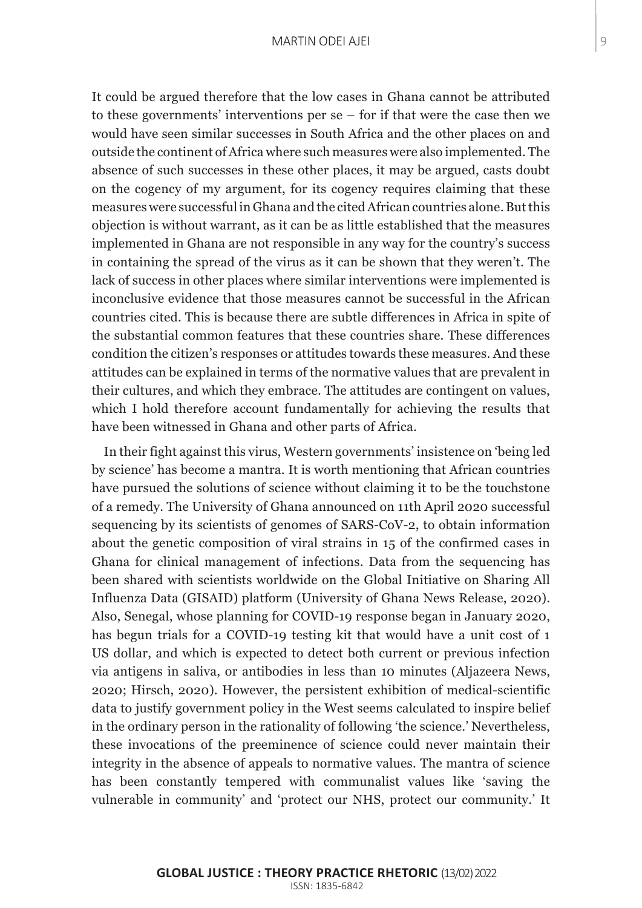It could be argued therefore that the low cases in Ghana cannot be attributed to these governments' interventions per se – for if that were the case then we would have seen similar successes in South Africa and the other places on and outside the continent of Africa where such measures were also implemented. The absence of such successes in these other places, it may be argued, casts doubt on the cogency of my argument, for its cogency requires claiming that these measures were successful in Ghana and the cited African countries alone. But this objection is without warrant, as it can be as little established that the measures implemented in Ghana are not responsible in any way for the country's success in containing the spread of the virus as it can be shown that they weren't. The lack of success in other places where similar interventions were implemented is inconclusive evidence that those measures cannot be successful in the African countries cited. This is because there are subtle differences in Africa in spite of the substantial common features that these countries share. These differences condition the citizen's responses or attitudes towards these measures. And these attitudes can be explained in terms of the normative values that are prevalent in their cultures, and which they embrace. The attitudes are contingent on values, which I hold therefore account fundamentally for achieving the results that have been witnessed in Ghana and other parts of Africa.

In their fight against this virus, Western governments' insistence on 'being led by science' has become a mantra. It is worth mentioning that African countries have pursued the solutions of science without claiming it to be the touchstone of a remedy. The University of Ghana announced on 11th April 2020 successful sequencing by its scientists of genomes of SARS-CoV-2, to obtain information about the genetic composition of viral strains in 15 of the confirmed cases in Ghana for clinical management of infections. Data from the sequencing has been shared with scientists worldwide on the Global Initiative on Sharing All Influenza Data (GISAID) platform (University of Ghana News Release, 2020). Also, Senegal, whose planning for COVID-19 response began in January 2020, has begun trials for a COVID-19 testing kit that would have a unit cost of 1 US dollar, and which is expected to detect both current or previous infection via antigens in saliva, or antibodies in less than 10 minutes (Aljazeera News, 2020; Hirsch, 2020). However, the persistent exhibition of medical-scientific data to justify government policy in the West seems calculated to inspire belief in the ordinary person in the rationality of following 'the science.' Nevertheless, these invocations of the preeminence of science could never maintain their integrity in the absence of appeals to normative values. The mantra of science has been constantly tempered with communalist values like 'saving the vulnerable in community' and 'protect our NHS, protect our community.' It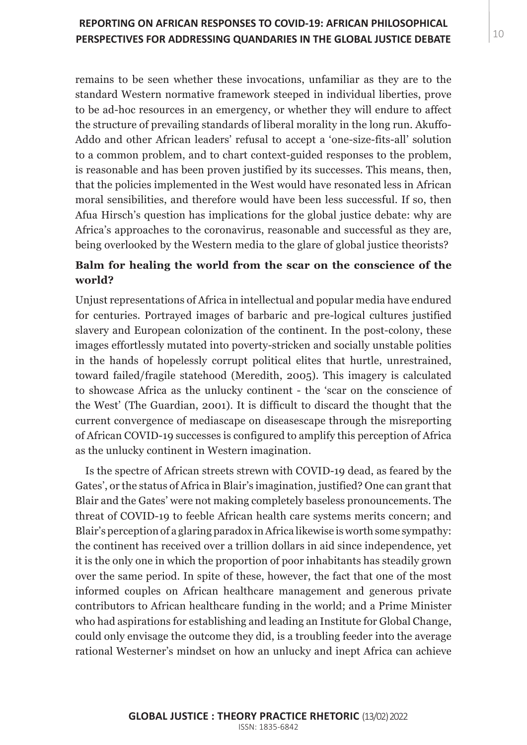remains to be seen whether these invocations, unfamiliar as they are to the standard Western normative framework steeped in individual liberties, prove to be ad-hoc resources in an emergency, or whether they will endure to affect the structure of prevailing standards of liberal morality in the long run. Akuffo-Addo and other African leaders' refusal to accept a 'one-size-fits-all' solution to a common problem, and to chart context-guided responses to the problem, is reasonable and has been proven justified by its successes. This means, then, that the policies implemented in the West would have resonated less in African moral sensibilities, and therefore would have been less successful. If so, then Afua Hirsch's question has implications for the global justice debate: why are Africa's approaches to the coronavirus, reasonable and successful as they are, being overlooked by the Western media to the glare of global justice theorists?

## Balm for healing the world from the scar on the conscience of the world?

Unjust representations of Africa in intellectual and popular media have endured for centuries. Portrayed images of barbaric and pre-logical cultures justified slavery and European colonization of the continent. In the post-colony, these images effortlessly mutated into poverty-stricken and socially unstable polities in the hands of hopelessly corrupt political elites that hurtle, unrestrained, toward failed/fragile statehood (Meredith, 2005). This imagery is calculated to showcase Africa as the unlucky continent - the 'scar on the conscience of the West' (The Guardian, 2001). It is difficult to discard the thought that the current convergence of mediascape on diseasescape through the misreporting of African COVID-19 successes is configured to amplify this perception of Africa as the unlucky continent in Western imagination.

Is the spectre of African streets strewn with COVID-19 dead, as feared by the Gates', or the status of Africa in Blair's imagination, justified? One can grant that Blair and the Gates' were not making completely baseless pronouncements. The threat of COVID-19 to feeble African health care systems merits concern; and Blair's perception of a glaring paradox in Africa likewise is worth some sympathy: the continent has received over a trillion dollars in aid since independence, yet it is the only one in which the proportion of poor inhabitants has steadily grown over the same period. In spite of these, however, the fact that one of the most informed couples on African healthcare management and generous private contributors to African healthcare funding in the world; and a Prime Minister who had aspirations for establishing and leading an Institute for Global Change, could only envisage the outcome they did, is a troubling feeder into the average rational Westerner's mindset on how an unlucky and inept Africa can achieve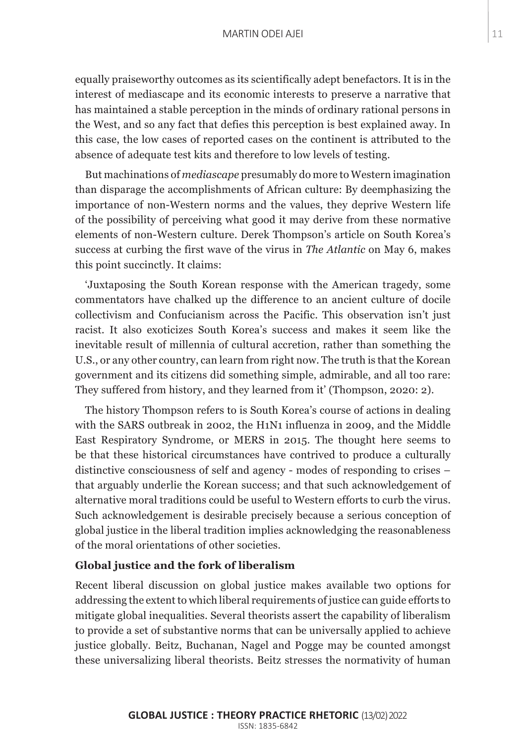equally praiseworthy outcomes as its scientifically adept benefactors. It is in the interest of mediascape and its economic interests to preserve a narrative that has maintained a stable perception in the minds of ordinary rational persons in the West, and so any fact that defies this perception is best explained away. In this case, the low cases of reported cases on the continent is attributed to the absence of adequate test kits and therefore to low levels of testing.

But machinations of *mediascape* presumably do more to Western imagination than disparage the accomplishments of African culture: By deemphasizing the importance of non-Western norms and the values, they deprive Western life of the possibility of perceiving what good it may derive from these normative elements of non-Western culture. Derek Thompson's article on South Korea's success at curbing the first wave of the virus in *The Atlantic* on May 6, makes this point succinctly. It claims:

'Juxtaposing the South Korean response with the American tragedy, some commentators have chalked up the difference to an ancient culture of docile collectivism and Confucianism across the Pacific. This observation isn't just racist. It also exoticizes South Korea's success and makes it seem like the inevitable result of millennia of cultural accretion, rather than something the U.S., or any other country, can learn from right now. The truth is that the Korean government and its citizens did something simple, admirable, and all too rare: They suffered from history, and they learned from it' (Thompson, 2020: 2).

The history Thompson refers to is South Korea's course of actions in dealing with the SARS outbreak in 2002, the H1N1 influenza in 2009, and the Middle East Respiratory Syndrome, or MERS in 2015. The thought here seems to be that these historical circumstances have contrived to produce a culturally distinctive consciousness of self and agency - modes of responding to crises – that arguably underlie the Korean success; and that such acknowledgement of alternative moral traditions could be useful to Western efforts to curb the virus. Such acknowledgement is desirable precisely because a serious conception of global justice in the liberal tradition implies acknowledging the reasonableness of the moral orientations of other societies.

## Global justice and the fork of liberalism

Recent liberal discussion on global justice makes available two options for addressing the extent to which liberal requirements of justice can guide efforts to mitigate global inequalities. Several theorists assert the capability of liberalism to provide a set of substantive norms that can be universally applied to achieve justice globally. Beitz, Buchanan, Nagel and Pogge may be counted amongst these universalizing liberal theorists. Beitz stresses the normativity of human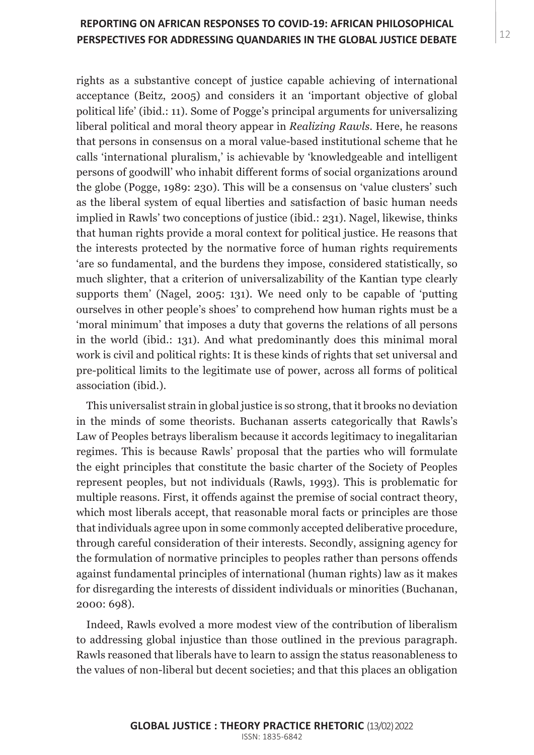rights as a substantive concept of justice capable achieving of international acceptance (Beitz, 2005) and considers it an 'important objective of global political life' (ibid.: 11). Some of Pogge's principal arguments for universalizing liberal political and moral theory appear in *Realizing Rawls*. Here, he reasons that persons in consensus on a moral value-based institutional scheme that he calls 'international pluralism,' is achievable by 'knowledgeable and intelligent persons of goodwill' who inhabit different forms of social organizations around the globe (Pogge, 1989: 230). This will be a consensus on 'value clusters' such as the liberal system of equal liberties and satisfaction of basic human needs implied in Rawls' two conceptions of justice (ibid.: 231). Nagel, likewise, thinks that human rights provide a moral context for political justice. He reasons that the interests protected by the normative force of human rights requirements 'are so fundamental, and the burdens they impose, considered statistically, so much slighter, that a criterion of universalizability of the Kantian type clearly supports them' (Nagel, 2005: 131). We need only to be capable of 'putting ourselves in other people's shoes' to comprehend how human rights must be a 'moral minimum' that imposes a duty that governs the relations of all persons in the world (ibid.: 131). And what predominantly does this minimal moral work is civil and political rights: It is these kinds of rights that set universal and pre-political limits to the legitimate use of power, across all forms of political association (ibid.).

This universalist strain in global justice is so strong, that it brooks no deviation in the minds of some theorists. Buchanan asserts categorically that Rawls's Law of Peoples betrays liberalism because it accords legitimacy to inegalitarian regimes. This is because Rawls' proposal that the parties who will formulate the eight principles that constitute the basic charter of the Society of Peoples represent peoples, but not individuals (Rawls, 1993). This is problematic for multiple reasons. First, it offends against the premise of social contract theory, which most liberals accept, that reasonable moral facts or principles are those that individuals agree upon in some commonly accepted deliberative procedure, through careful consideration of their interests. Secondly, assigning agency for the formulation of normative principles to peoples rather than persons offends against fundamental principles of international (human rights) law as it makes for disregarding the interests of dissident individuals or minorities (Buchanan, 2000: 698).

Indeed, Rawls evolved a more modest view of the contribution of liberalism to addressing global injustice than those outlined in the previous paragraph. Rawls reasoned that liberals have to learn to assign the status reasonableness to the values of non-liberal but decent societies; and that this places an obligation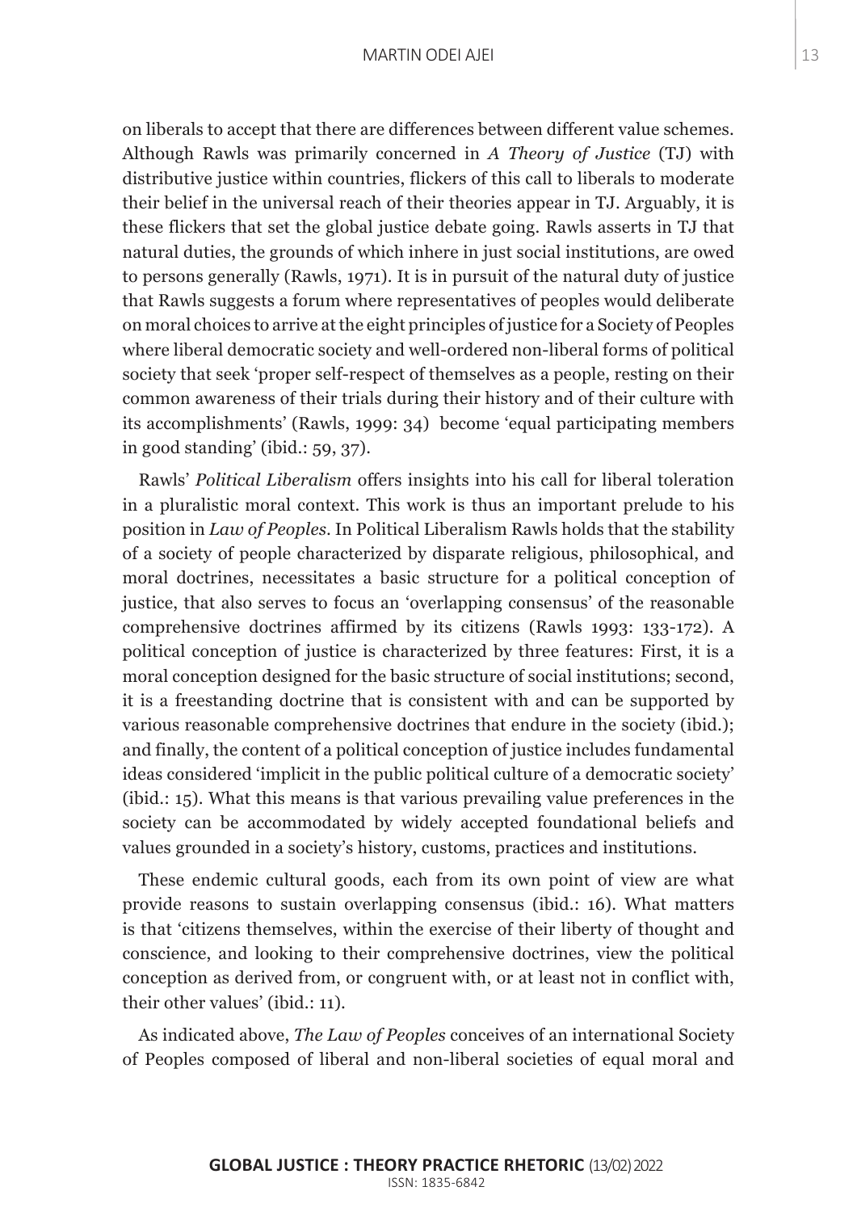on liberals to accept that there are differences between different value schemes. Although Rawls was primarily concerned in *A Theory of Justice* (TJ) with distributive justice within countries, flickers of this call to liberals to moderate their belief in the universal reach of their theories appear in TJ. Arguably, it is these flickers that set the global justice debate going. Rawls asserts in TJ that natural duties, the grounds of which inhere in just social institutions, are owed to persons generally (Rawls, 1971). It is in pursuit of the natural duty of justice that Rawls suggests a forum where representatives of peoples would deliberate on moral choices to arrive at the eight principles of justice for a Society of Peoples where liberal democratic society and well-ordered non-liberal forms of political society that seek 'proper self-respect of themselves as a people, resting on their common awareness of their trials during their history and of their culture with its accomplishments' (Rawls, 1999: 34) become 'equal participating members in good standing' (ibid.: 59, 37).

Rawls' *Political Liberalism* offers insights into his call for liberal toleration in a pluralistic moral context. This work is thus an important prelude to his position in *Law of Peoples*. In Political Liberalism Rawls holds that the stability of a society of people characterized by disparate religious, philosophical, and moral doctrines, necessitates a basic structure for a political conception of justice, that also serves to focus an 'overlapping consensus' of the reasonable comprehensive doctrines affirmed by its citizens (Rawls 1993: 133-172). A political conception of justice is characterized by three features: First, it is a moral conception designed for the basic structure of social institutions; second, it is a freestanding doctrine that is consistent with and can be supported by various reasonable comprehensive doctrines that endure in the society (ibid.); and finally, the content of a political conception of justice includes fundamental ideas considered 'implicit in the public political culture of a democratic society' (ibid.: 15). What this means is that various prevailing value preferences in the society can be accommodated by widely accepted foundational beliefs and values grounded in a society's history, customs, practices and institutions.

These endemic cultural goods, each from its own point of view are what provide reasons to sustain overlapping consensus (ibid.: 16). What matters is that 'citizens themselves, within the exercise of their liberty of thought and conscience, and looking to their comprehensive doctrines, view the political conception as derived from, or congruent with, or at least not in conflict with, their other values' (ibid.: 11).

As indicated above, *The Law of Peoples* conceives of an international Society of Peoples composed of liberal and non-liberal societies of equal moral and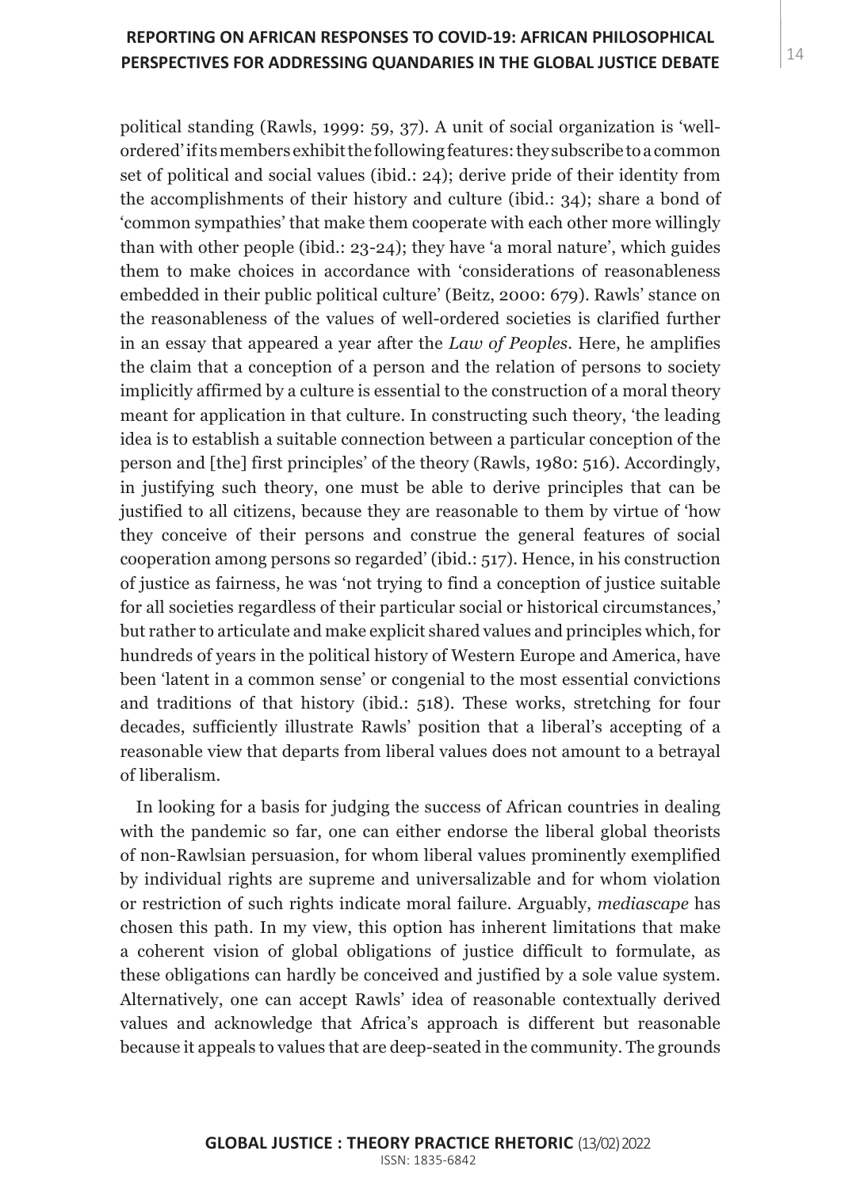political standing (Rawls, 1999: 59, 37). A unit of social organization is 'well-ordered' if its members exhibit the following features: they subscribe to a common set of political and social values (ibid.: 24); derive pride of their identity from the accomplishments of their history and culture (ibid.: 34); share a bond of 'common sympathies' that make them cooperate with each other more willingly than with other people (ibid.: 23-24); they have 'a moral nature', which guides them to make choices in accordance with 'considerations of reasonableness embedded in their public political culture' (Beitz, 2000: 679). Rawls' stance on the reasonableness of the values of well-ordered societies is clarified further in an essay that appeared a year after the *Law of Peoples*. Here, he amplifies the claim that a conception of a person and the relation of persons to society implicitly affirmed by a culture is essential to the construction of a moral theory meant for application in that culture. In constructing such theory, 'the leading idea is to establish a suitable connection between a particular conception of the person and [the] first principles' of the theory (Rawls, 1980: 516). Accordingly, in justifying such theory, one must be able to derive principles that can be justified to all citizens, because they are reasonable to them by virtue of 'how they conceive of their persons and construe the general features of social cooperation among persons so regarded' (ibid.: 517). Hence, in his construction of justice as fairness, he was 'not trying to find a conception of justice suitable for all societies regardless of their particular social or historical circumstances,' but rather to articulate and make explicit shared values and principles which, for hundreds of years in the political history of Western Europe and America, have been 'latent in a common sense' or congenial to the most essential convictions and traditions of that history (ibid.: 518). These works, stretching for four decades, sufficiently illustrate Rawls' position that a liberal's accepting of a reasonable view that departs from liberal values does not amount to a betrayal of liberalism.

In looking for a basis for judging the success of African countries in dealing with the pandemic so far, one can either endorse the liberal global theorists of non-Rawlsian persuasion, for whom liberal values prominently exemplified by individual rights are supreme and universalizable and for whom violation or restriction of such rights indicate moral failure. Arguably, *mediascape* has chosen this path. In my view, this option has inherent limitations that make a coherent vision of global obligations of justice difficult to formulate, as these obligations can hardly be conceived and justified by a sole value system. Alternatively, one can accept Rawls' idea of reasonable contextually derived values and acknowledge that Africa's approach is different but reasonable because it appeals to values that are deep-seated in the community. The grounds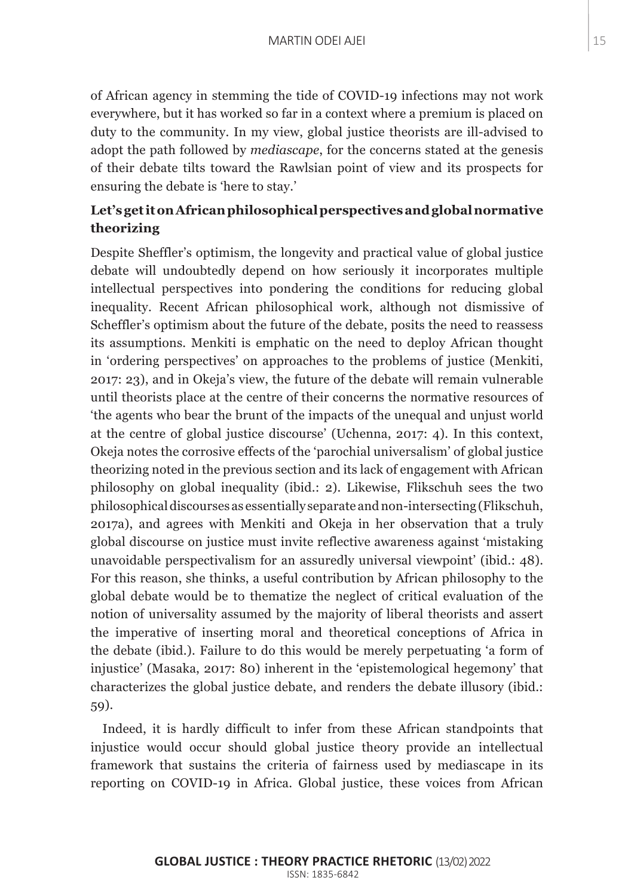of African agency in stemming the tide of COVID-19 infections may not work everywhere, but it has worked so far in a context where a premium is placed on duty to the community. In my view, global justice theorists are ill-advised to adopt the path followed by *mediascape*, for the concerns stated at the genesis of their debate tilts toward the Rawlsian point of view and its prospects for ensuring the debate is 'here to stay.'

### Let's get it on African philosophical perspectives and global normative theorizing

Despite Sheffler's optimism, the longevity and practical value of global justice debate will undoubtedly depend on how seriously it incorporates multiple intellectual perspectives into pondering the conditions for reducing global inequality. Recent African philosophical work, although not dismissive of Scheffler's optimism about the future of the debate, posits the need to reassess its assumptions. Menkiti is emphatic on the need to deploy African thought in 'ordering perspectives' on approaches to the problems of justice (Menkiti, 2017: 23), and in Okeja's view, the future of the debate will remain vulnerable until theorists place at the centre of their concerns the normative resources of 'the agents who bear the brunt of the impacts of the unequal and unjust world at the centre of global justice discourse' (Uchenna, 2017: 4). In this context, Okeja notes the corrosive effects of the 'parochial universalism' of global justice theorizing noted in the previous section and its lack of engagement with African philosophy on global inequality (ibid.: 2). Likewise, Flikschuh sees the two philosophical discourses as essentially separate and non-intersecting (Flikschuh, 2017a), and agrees with Menkiti and Okeja in her observation that a truly global discourse on justice must invite reflective awareness against 'mistaking unavoidable perspectivalism for an assuredly universal viewpoint' (ibid.: 48). For this reason, she thinks, a useful contribution by African philosophy to the global debate would be to thematize the neglect of critical evaluation of the notion of universality assumed by the majority of liberal theorists and assert the imperative of inserting moral and theoretical conceptions of Africa in the debate (ibid.). Failure to do this would be merely perpetuating 'a form of injustice' (Masaka, 2017: 80) inherent in the 'epistemological hegemony' that characterizes the global justice debate, and renders the debate illusory (ibid.: 59).

Indeed, it is hardly difficult to infer from these African standpoints that injustice would occur should global justice theory provide an intellectual framework that sustains the criteria of fairness used by mediascape in its reporting on COVID-19 in Africa. Global justice, these voices from African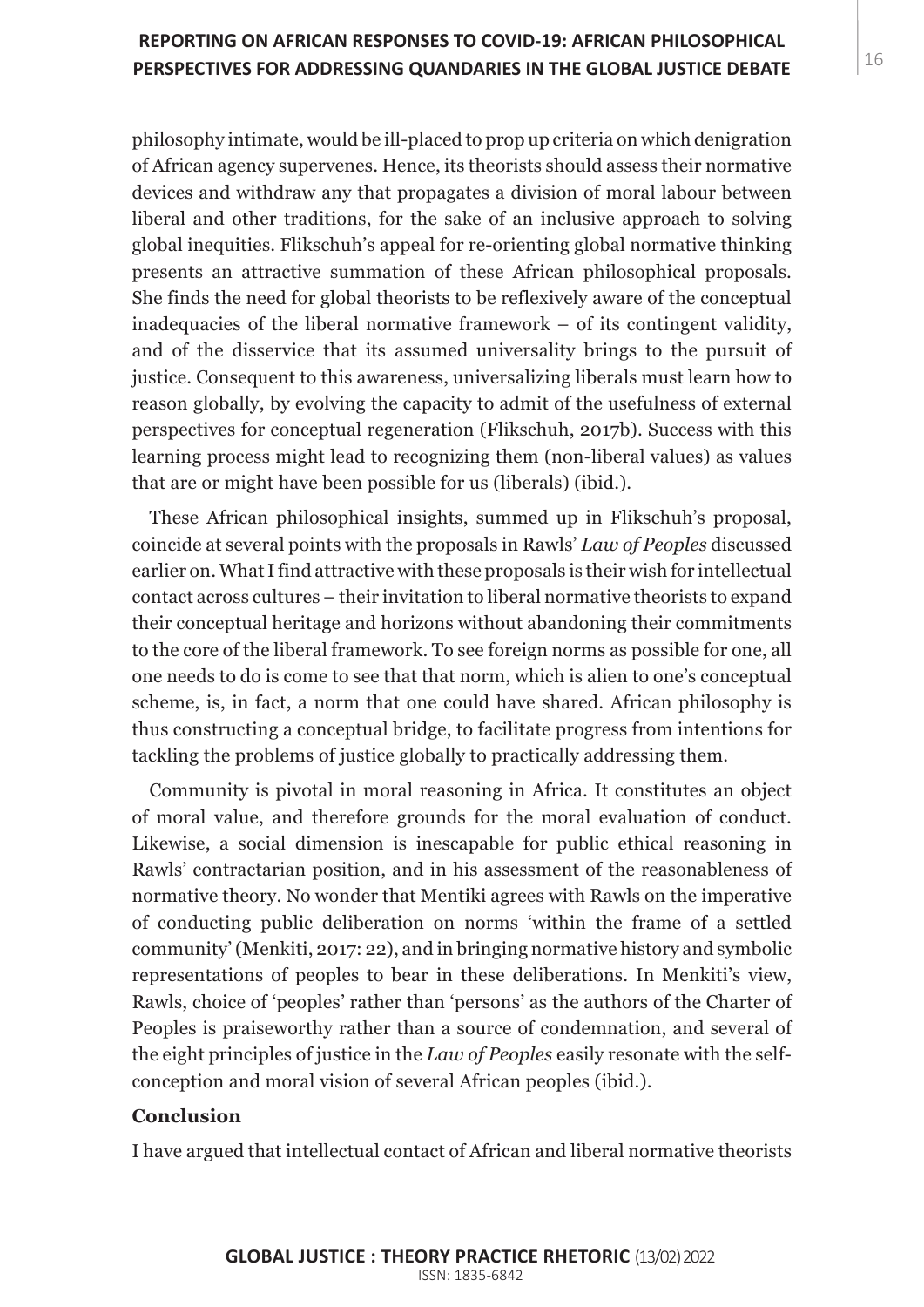philosophy intimate, would be ill-placed to prop up criteria on which denigration of African agency supervenes. Hence, its theorists should assess their normative devices and withdraw any that propagates a division of moral labour between liberal and other traditions, for the sake of an inclusive approach to solving global inequities. Flikschuh's appeal for re-orienting global normative thinking presents an attractive summation of these African philosophical proposals. She finds the need for global theorists to be reflexively aware of the conceptual inadequacies of the liberal normative framework – of its contingent validity, and of the disservice that its assumed universality brings to the pursuit of justice. Consequent to this awareness, universalizing liberals must learn how to reason globally, by evolving the capacity to admit of the usefulness of external perspectives for conceptual regeneration (Flikschuh, 2017b). Success with this learning process might lead to recognizing them (non-liberal values) as values that are or might have been possible for us (liberals) (ibid.).

These African philosophical insights, summed up in Flikschuh's proposal, coincide at several points with the proposals in Rawls' *Law of Peoples* discussed earlier on. What I find attractive with these proposals is their wish for intellectual contact across cultures – their invitation to liberal normative theorists to expand their conceptual heritage and horizons without abandoning their commitments to the core of the liberal framework. To see foreign norms as possible for one, all one needs to do is come to see that that norm, which is alien to one's conceptual scheme, is, in fact, a norm that one could have shared. African philosophy is thus constructing a conceptual bridge, to facilitate progress from intentions for tackling the problems of justice globally to practically addressing them.

Community is pivotal in moral reasoning in Africa. It constitutes an object of moral value, and therefore grounds for the moral evaluation of conduct. Likewise, a social dimension is inescapable for public ethical reasoning in Rawls' contractarian position, and in his assessment of the reasonableness of normative theory. No wonder that Mentiki agrees with Rawls on the imperative of conducting public deliberation on norms 'within the frame of a settled community' (Menkiti, 2017: 22), and in bringing normative history and symbolic representations of peoples to bear in these deliberations. In Menkiti's view, Rawls, choice of 'peoples' rather than 'persons' as the authors of the Charter of Peoples is praiseworthy rather than a source of condemnation, and several of the eight principles of justice in the *Law of Peoples* easily resonate with the self-conception and moral vision of several African peoples (ibid.).

## Conclusion

I have argued that intellectual contact of African and liberal normative theorists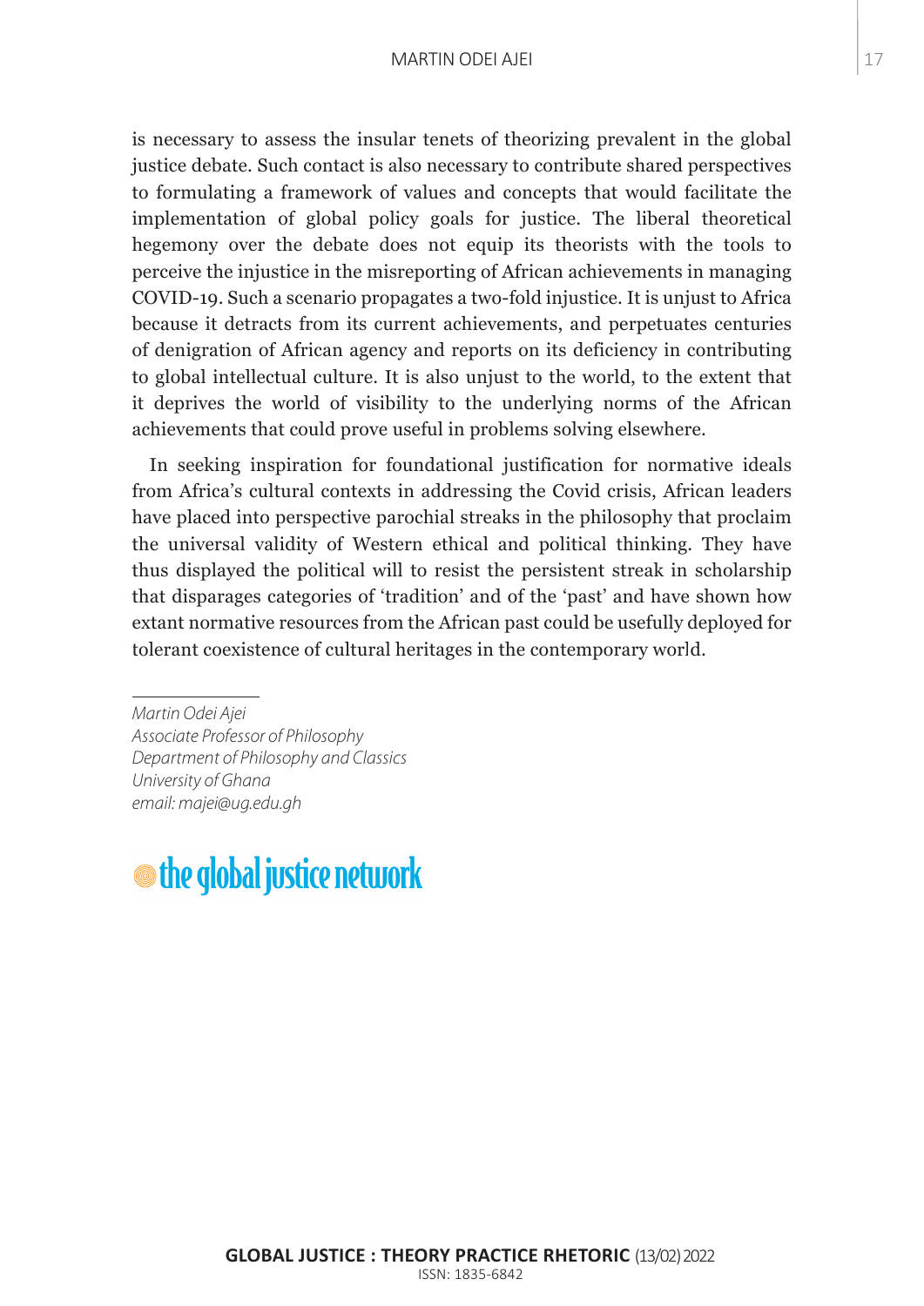is necessary to assess the insular tenets of theorizing prevalent in the global justice debate. Such contact is also necessary to contribute shared perspectives to formulating a framework of values and concepts that would facilitate the implementation of global policy goals for justice. The liberal theoretical hegemony over the debate does not equip its theorists with the tools to perceive the injustice in the misreporting of African achievements in managing COVID-19. Such a scenario propagates a two-fold injustice. It is unjust to Africa because it detracts from its current achievements, and perpetuates centuries of denigration of African agency and reports on its deficiency in contributing to global intellectual culture. It is also unjust to the world, to the extent that it deprives the world of visibility to the underlying norms of the African achievements that could prove useful in problems solving elsewhere.

In seeking inspiration for foundational justification for normative ideals from Africa's cultural contexts in addressing the Covid crisis, African leaders have placed into perspective parochial streaks in the philosophy that proclaim the universal validity of Western ethical and political thinking. They have thus displayed the political will to resist the persistent streak in scholarship that disparages categories of 'tradition' and of the 'past' and have shown how extant normative resources from the African past could be usefully deployed for tolerant coexistence of cultural heritages in the contemporary world.

---

*Martin Odei Ajei*
*Associate Professor of Philosophy*
*Department of Philosophy and Classics*
*University of Ghana*
*email: majei@ug.edu.gh*

the global justice network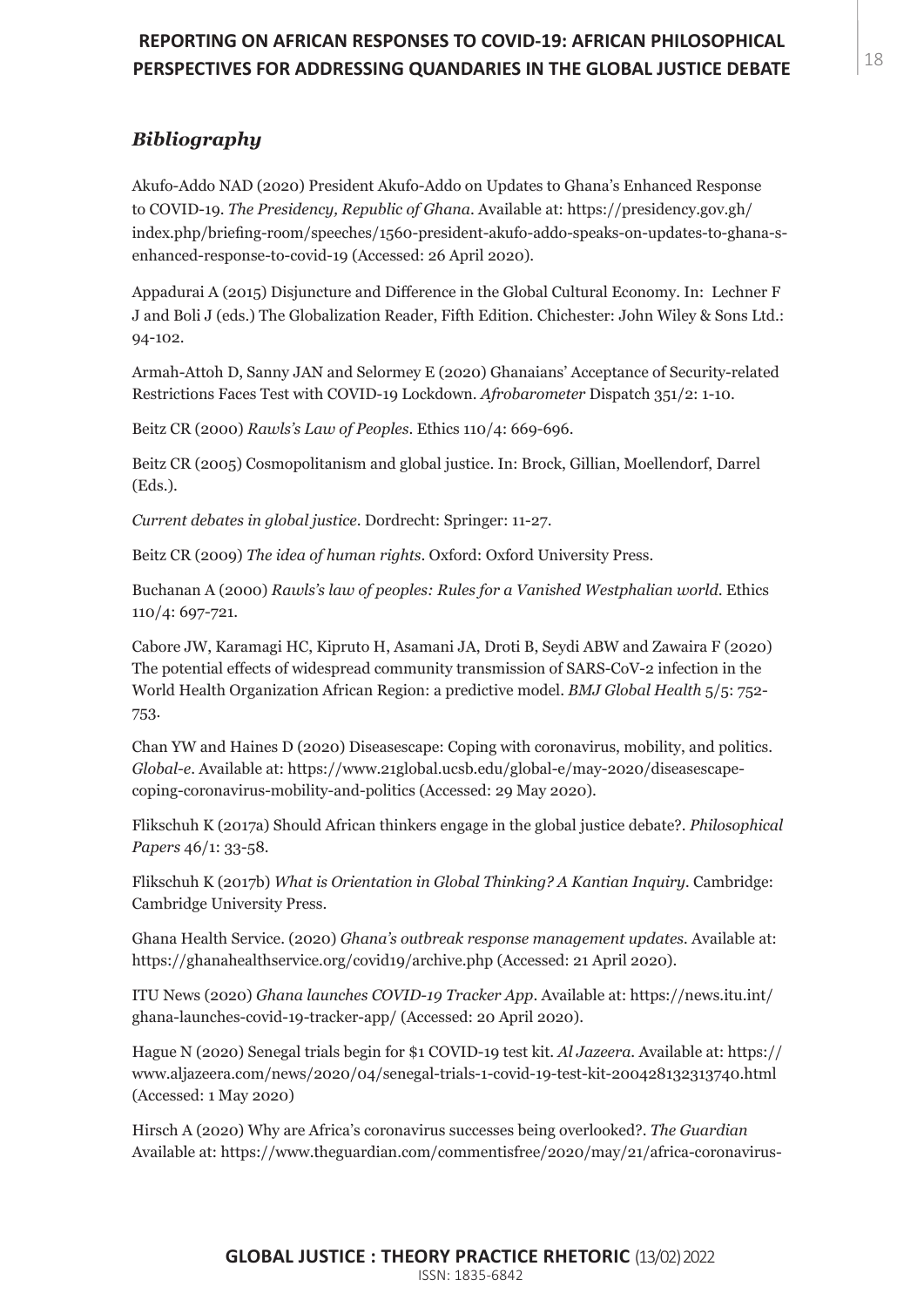## *Bibliography*

Akufo-Addo NAD (2020) President Akufo-Addo on Updates to Ghana's Enhanced Response to COVID-19. *The Presidency, Republic of Ghana*. Available at: https://presidency.gov.gh/index.php/briefing-room/speeches/1560-president-akufo-addo-speaks-on-updates-to-ghana-s-enhanced-response-to-covid-19 (Accessed: 26 April 2020).

Appadurai A (2015) Disjuncture and Difference in the Global Cultural Economy. In: Lechner F J and Boli J (eds.) The Globalization Reader, Fifth Edition. Chichester: John Wiley & Sons Ltd.: 94-102.

Armah-Attoh D, Sanny JAN and Selormey E (2020) Ghanaians' Acceptance of Security-related Restrictions Faces Test with COVID-19 Lockdown. *Afrobarometer* Dispatch 351/2: 1-10.

Beitz CR (2000) *Rawls's Law of Peoples*. Ethics 110/4: 669-696.

Beitz CR (2005) Cosmopolitanism and global justice. In: Brock, Gillian, Moellendorf, Darrel (Eds.).

*Current debates in global justice*. Dordrecht: Springer: 11-27.

Beitz CR (2009) *The idea of human rights*. Oxford: Oxford University Press.

Buchanan A (2000) *Rawls's law of peoples: Rules for a Vanished Westphalian world*. Ethics 110/4: 697-721.

Cabore JW, Karamagi HC, Kipruto H, Asamani JA, Droti B, Seydi ABW and Zawaira F (2020) The potential effects of widespread community transmission of SARS-CoV-2 infection in the World Health Organization African Region: a predictive model. *BMJ Global Health* 5/5: 752-753.

Chan YW and Haines D (2020) Diseasescape: Coping with coronavirus, mobility, and politics. *Global-e*. Available at: https://www.21global.ucsb.edu/global-e/may-2020/diseasescape-coping-coronavirus-mobility-and-politics (Accessed: 29 May 2020).

Flikschuh K (2017a) Should African thinkers engage in the global justice debate?. *Philosophical Papers* 46/1: 33-58.

Flikschuh K (2017b) *What is Orientation in Global Thinking? A Kantian Inquiry*. Cambridge: Cambridge University Press.

Ghana Health Service. (2020) *Ghana's outbreak response management updates*. Available at: https://ghanahealthservice.org/covid19/archive.php (Accessed: 21 April 2020).

ITU News (2020) *Ghana launches COVID-19 Tracker App*. Available at: https://news.itu.int/ghana-launches-covid-19-tracker-app/ (Accessed: 20 April 2020).

Hague N (2020) Senegal trials begin for $1 COVID-19 test kit. *Al Jazeera*. Available at: https://www.aljazeera.com/news/2020/04/senegal-trials-1-covid-19-test-kit-200428132313740.html (Accessed: 1 May 2020)

Hirsch A (2020) Why are Africa's coronavirus successes being overlooked?. *The Guardian* Available at: https://www.theguardian.com/commentisfree/2020/may/21/africa-coronavirus-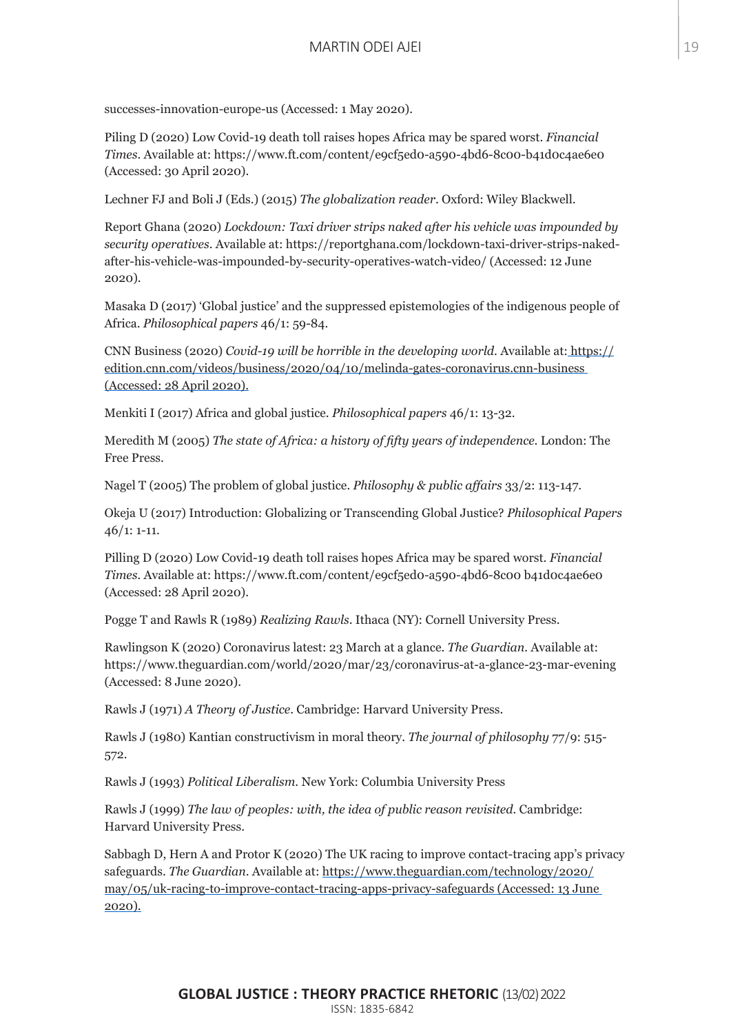successes-innovation-europe-us (Accessed: 1 May 2020).

Piling D (2020) Low Covid-19 death toll raises hopes Africa may be spared worst. *Financial Times*. Available at: https://www.ft.com/content/e9cf5ed0-a590-4bd6-8c00-b41d0c4ae6e0 (Accessed: 30 April 2020).

Lechner FJ and Boli J (Eds.) (2015) *The globalization reader*. Oxford: Wiley Blackwell.

Report Ghana (2020) *Lockdown: Taxi driver strips naked after his vehicle was impounded by security operatives*. Available at: https://reportghana.com/lockdown-taxi-driver-strips-naked-after-his-vehicle-was-impounded-by-security-operatives-watch-video/ (Accessed: 12 June 2020).

Masaka D (2017) 'Global justice' and the suppressed epistemologies of the indigenous people of Africa. *Philosophical papers* 46/1: 59-84.

CNN Business (2020) *Covid-19 will be horrible in the developing world*. Available at: https://edition.cnn.com/videos/business/2020/04/10/melinda-gates-coronavirus.cnn-business (Accessed: 28 April 2020).

Menkiti I (2017) Africa and global justice. *Philosophical papers* 46/1: 13-32.

Meredith M (2005) *The state of Africa: a history of fifty years of independence*. London: The Free Press.

Nagel T (2005) The problem of global justice. *Philosophy & public affairs* 33/2: 113-147.

Okeja U (2017) Introduction: Globalizing or Transcending Global Justice? *Philosophical Papers* 46/1: 1-11.

Pilling D (2020) Low Covid-19 death toll raises hopes Africa may be spared worst. *Financial Times*. Available at: https://www.ft.com/content/e9cf5ed0-a590-4bd6-8c00 b41d0c4ae6e0 (Accessed: 28 April 2020).

Pogge T and Rawls R (1989) *Realizing Rawls*. Ithaca (NY): Cornell University Press.

Rawlingson K (2020) Coronavirus latest: 23 March at a glance. *The Guardian*. Available at: https://www.theguardian.com/world/2020/mar/23/coronavirus-at-a-glance-23-mar-evening (Accessed: 8 June 2020).

Rawls J (1971) *A Theory of Justice*. Cambridge: Harvard University Press.

Rawls J (1980) Kantian constructivism in moral theory. *The journal of philosophy* 77/9: 515-572.

Rawls J (1993) *Political Liberalism*. New York: Columbia University Press

Rawls J (1999) *The law of peoples: with, the idea of public reason revisited*. Cambridge: Harvard University Press.

Sabbagh D, Hern A and Protor K (2020) The UK racing to improve contact-tracing app's privacy safeguards. *The Guardian*. Available at: https://www.theguardian.com/technology/2020/may/05/uk-racing-to-improve-contact-tracing-apps-privacy-safeguards (Accessed: 13 June 2020).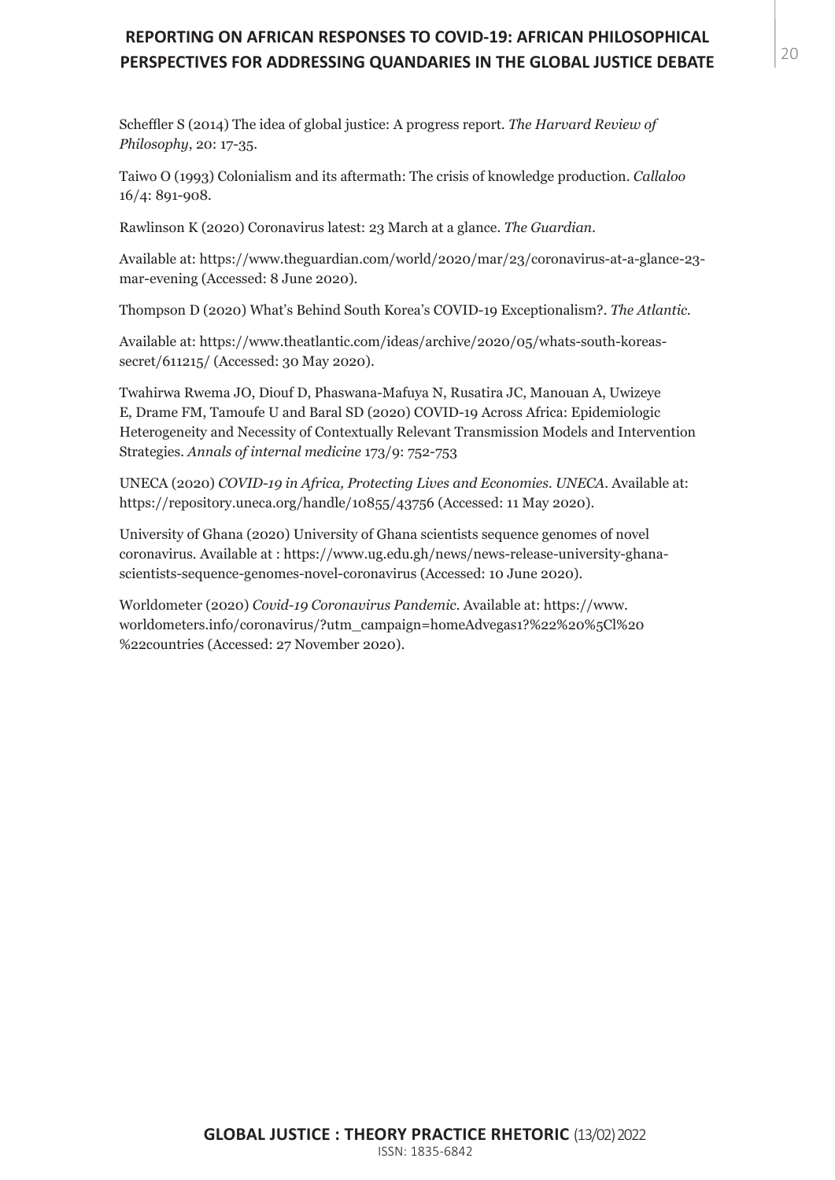Scheffler S (2014) The idea of global justice: A progress report. *The Harvard Review of Philosophy*, 20: 17-35.

Taiwo O (1993) Colonialism and its aftermath: The crisis of knowledge production. *Callaloo* 16/4: 891-908.

Rawlinson K (2020) Coronavirus latest: 23 March at a glance. *The Guardian*.

Available at: https://www.theguardian.com/world/2020/mar/23/coronavirus-at-a-glance-23-mar-evening (Accessed: 8 June 2020).

Thompson D (2020) What's Behind South Korea's COVID-19 Exceptionalism?. *The Atlantic.*

Available at: https://www.theatlantic.com/ideas/archive/2020/05/whats-south-koreas-secret/611215/ (Accessed: 30 May 2020).

Twahirwa Rwema JO, Diouf D, Phaswana-Mafuya N, Rusatira JC, Manouan A, Uwizeye E, Drame FM, Tamoufe U and Baral SD (2020) COVID-19 Across Africa: Epidemiologic Heterogeneity and Necessity of Contextually Relevant Transmission Models and Intervention Strategies. *Annals of internal medicine* 173/9: 752-753

UNECA (2020) *COVID-19 in Africa, Protecting Lives and Economies. UNECA*. Available at: https://repository.uneca.org/handle/10855/43756 (Accessed: 11 May 2020).

University of Ghana (2020) University of Ghana scientists sequence genomes of novel coronavirus. Available at : https://www.ug.edu.gh/news/news-release-university-ghana-scientists-sequence-genomes-novel-coronavirus (Accessed: 10 June 2020).

Worldometer (2020) *Covid-19 Coronavirus Pandemic*. Available at: https://www.worldometers.info/coronavirus/?utm_campaign=homeAdvegas1?%22%20%5Cl%20%22countries (Accessed: 27 November 2020).